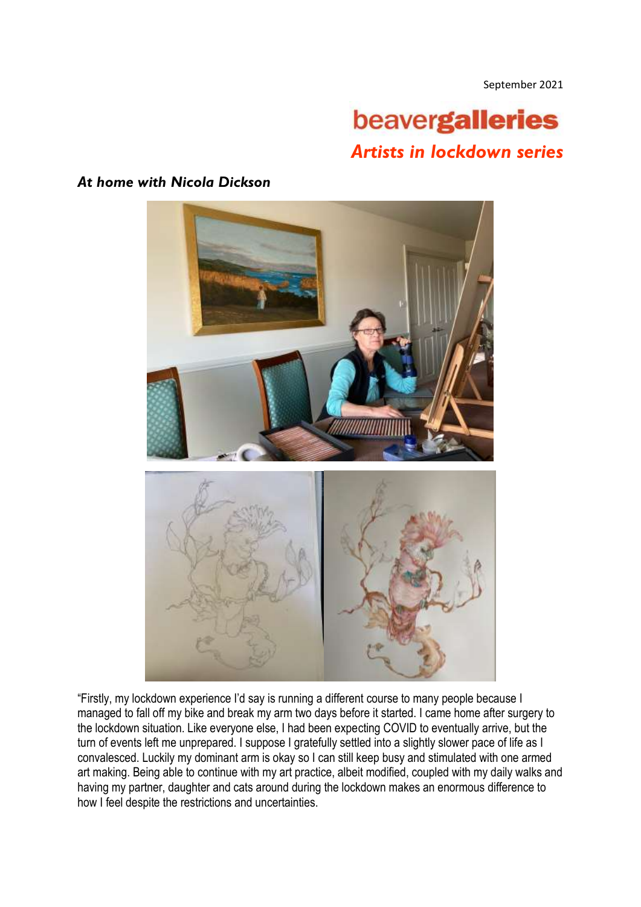September 2021

# beavergalleries

## *Artists in lockdown series*

### *At home with Nicola Dickson*

"Firstly, my lockdown experience I'd say is running a different course to many people because I managed to fall off my bike and break my arm two days before it started. I came home after surgery to the lockdown situation. Like everyone else, I had been expecting COVID to eventually arrive, but the turn of events left me unprepared. I suppose I gratefully settled into a slightly slower pace of life as I convalesced. Luckily my dominant arm is okay so I can still keep busy and stimulated with one armed art making. Being able to continue with my art practice, albeit modified, coupled with my daily walks and having my partner, daughter and cats around during the lockdown makes an enormous difference to how I feel despite the restrictions and uncertainties.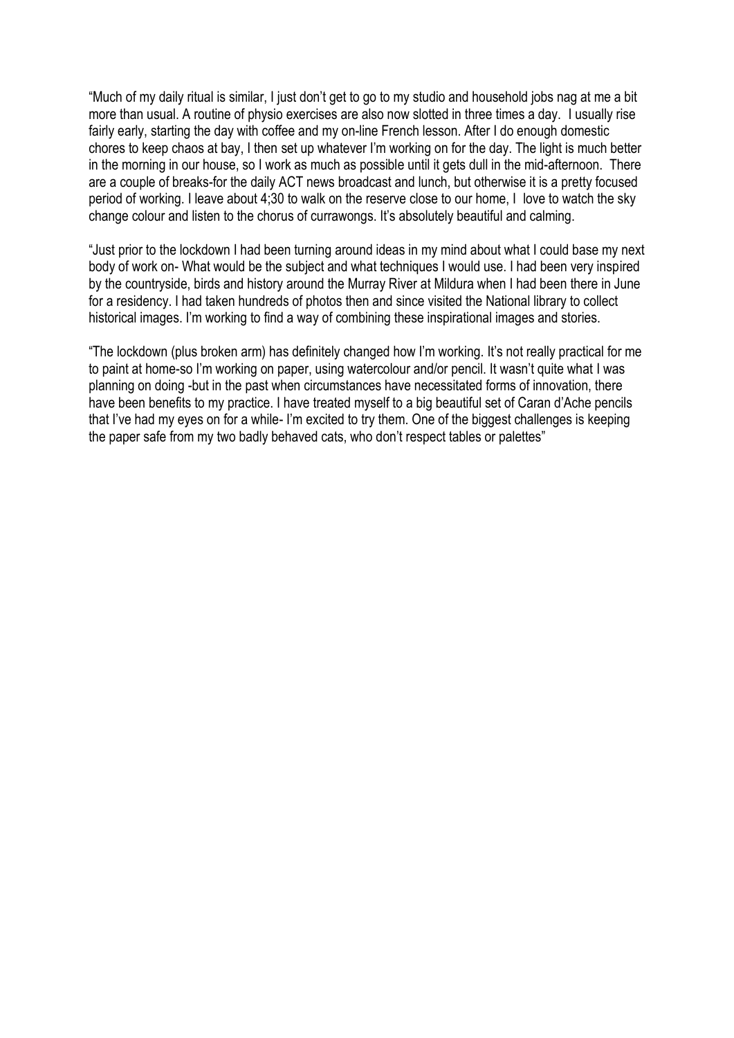"Much of my daily ritual is similar, I just don't get to go to my studio and household jobs nag at me a bit more than usual. A routine of physio exercises are also now slotted in three times a day.  I usually rise fairly early, starting the day with coffee and my on-line French lesson. After I do enough domestic chores to keep chaos at bay, I then set up whatever I'm working on for the day. The light is much better in the morning in our house, so I work as much as possible until it gets dull in the mid-afternoon.  There are a couple of breaks-for the daily ACT news broadcast and lunch, but otherwise it is a pretty focused period of working. I leave about 4;30 to walk on the reserve close to our home, I  love to watch the sky change colour and listen to the chorus of currawongs. It's absolutely beautiful and calming.

"Just prior to the lockdown I had been turning around ideas in my mind about what I could base my next body of work on- What would be the subject and what techniques I would use. I had been very inspired by the countryside, birds and history around the Murray River at Mildura when I had been there in June for a residency. I had taken hundreds of photos then and since visited the National library to collect historical images. I'm working to find a way of combining these inspirational images and stories.

"The lockdown (plus broken arm) has definitely changed how I'm working. It's not really practical for me to paint at home-so I'm working on paper, using watercolour and/or pencil. It wasn't quite what I was planning on doing -but in the past when circumstances have necessitated forms of innovation, there have been benefits to my practice. I have treated myself to a big beautiful set of Caran d'Ache pencils that I've had my eyes on for a while- I'm excited to try them. One of the biggest challenges is keeping the paper safe from my two badly behaved cats, who don't respect tables or palettes"